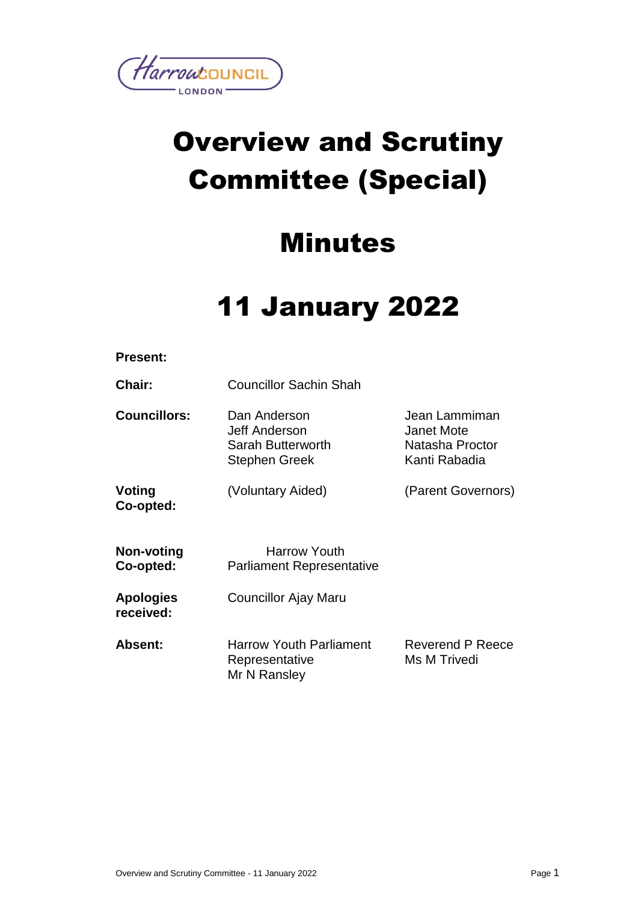# Overview and Scrutiny Committee (Special)

# Minutes

# 11 January 2022

**Present:**

| | | |
|---|---|---|
| **Chair:** | Councillor Sachin Shah | |
| **Councillors:** | Dan Anderson<br>Jeff Anderson<br>Sarah Butterworth<br>Stephen Greek | Jean Lammiman<br>Janet Mote<br>Natasha Proctor<br>Kanti Rabadia |
| **Voting Co-opted:** | (Voluntary Aided) | (Parent Governors) |
| **Non-voting Co-opted:** | Harrow Youth Parliament Representative | |
| **Apologies received:** | Councillor Ajay Maru | |
| **Absent:** | Harrow Youth Parliament Representative<br>Mr N Ransley | Reverend P Reece<br>Ms M Trivedi |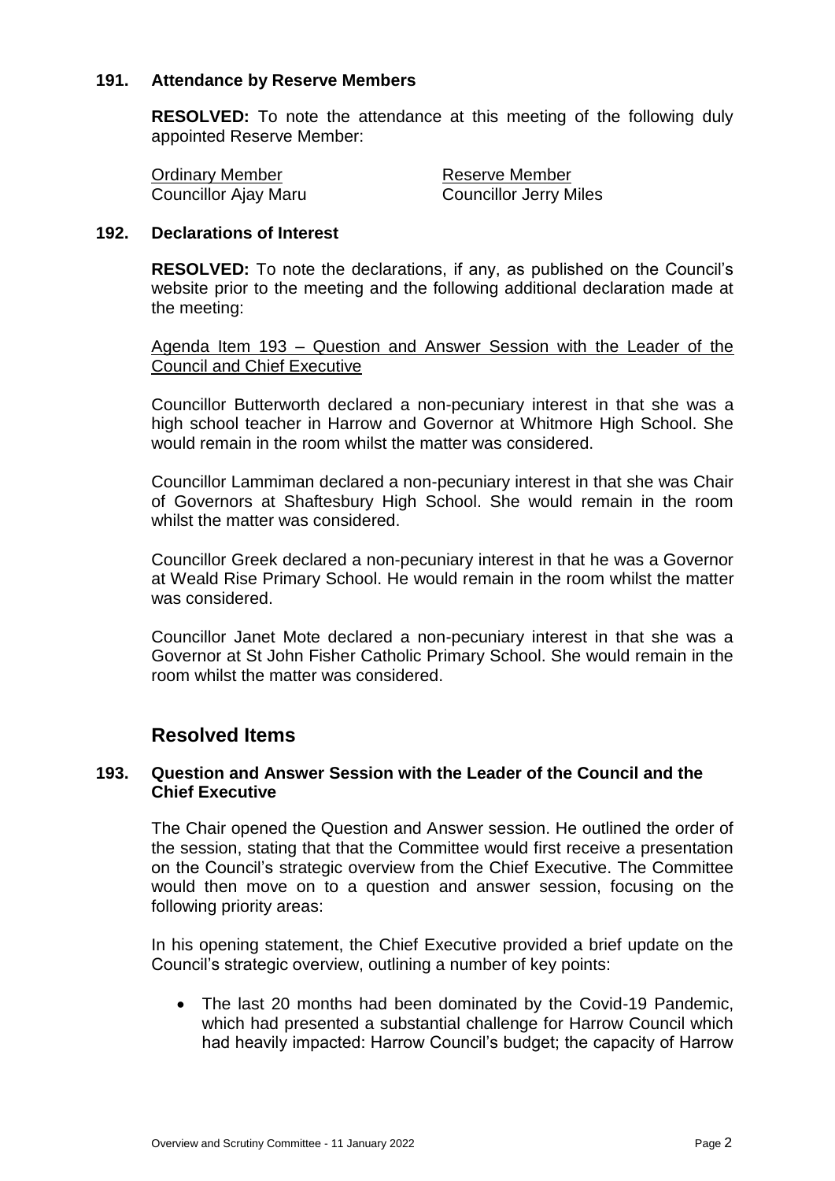## 191. Attendance by Reserve Members

**RESOLVED:** To note the attendance at this meeting of the following duly appointed Reserve Member:

| Ordinary Member | Reserve Member |
|---|---|
| Councillor Ajay Maru | Councillor Jerry Miles |

## 192. Declarations of Interest

**RESOLVED:** To note the declarations, if any, as published on the Council's website prior to the meeting and the following additional declaration made at the meeting:

Agenda Item 193 – Question and Answer Session with the Leader of the Council and Chief Executive

Councillor Butterworth declared a non-pecuniary interest in that she was a high school teacher in Harrow and Governor at Whitmore High School. She would remain in the room whilst the matter was considered.

Councillor Lammiman declared a non-pecuniary interest in that she was Chair of Governors at Shaftesbury High School. She would remain in the room whilst the matter was considered.

Councillor Greek declared a non-pecuniary interest in that he was a Governor at Weald Rise Primary School. He would remain in the room whilst the matter was considered.

Councillor Janet Mote declared a non-pecuniary interest in that she was a Governor at St John Fisher Catholic Primary School. She would remain in the room whilst the matter was considered.

# Resolved Items

## 193. Question and Answer Session with the Leader of the Council and the Chief Executive

The Chair opened the Question and Answer session. He outlined the order of the session, stating that that the Committee would first receive a presentation on the Council's strategic overview from the Chief Executive. The Committee would then move on to a question and answer session, focusing on the following priority areas:

In his opening statement, the Chief Executive provided a brief update on the Council's strategic overview, outlining a number of key points:

- The last 20 months had been dominated by the Covid-19 Pandemic, which had presented a substantial challenge for Harrow Council which had heavily impacted: Harrow Council's budget; the capacity of Harrow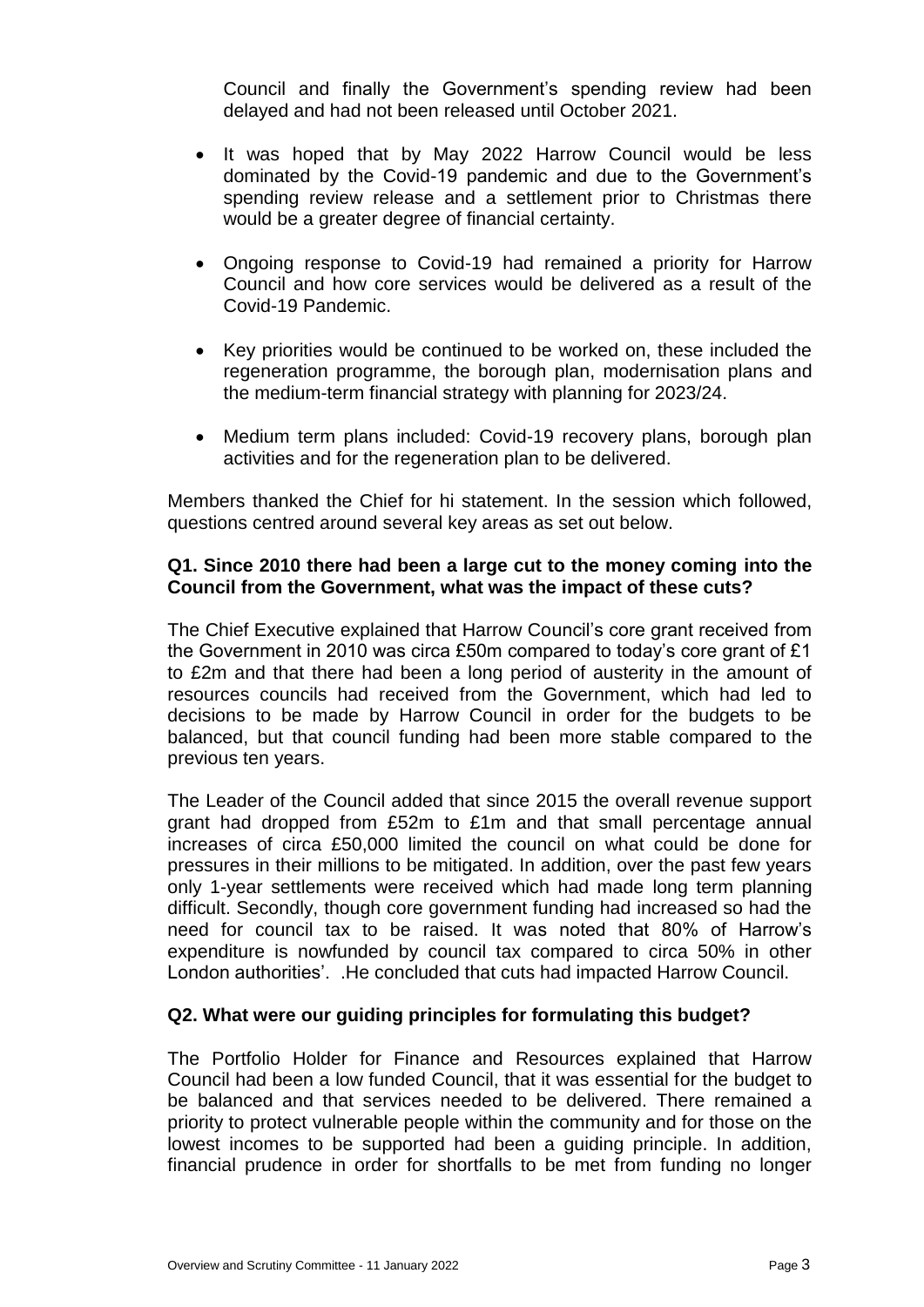Council and finally the Government's spending review had been delayed and had not been released until October 2021.

- It was hoped that by May 2022 Harrow Council would be less dominated by the Covid-19 pandemic and due to the Government's spending review release and a settlement prior to Christmas there would be a greater degree of financial certainty.

- Ongoing response to Covid-19 had remained a priority for Harrow Council and how core services would be delivered as a result of the Covid-19 Pandemic.

- Key priorities would be continued to be worked on, these included the regeneration programme, the borough plan, modernisation plans and the medium-term financial strategy with planning for 2023/24.

- Medium term plans included: Covid-19 recovery plans, borough plan activities and for the regeneration plan to be delivered.

Members thanked the Chief for hi statement. In the session which followed, questions centred around several key areas as set out below.

**Q1. Since 2010 there had been a large cut to the money coming into the Council from the Government, what was the impact of these cuts?**

The Chief Executive explained that Harrow Council's core grant received from the Government in 2010 was circa £50m compared to today's core grant of £1 to £2m and that there had been a long period of austerity in the amount of resources councils had received from the Government, which had led to decisions to be made by Harrow Council in order for the budgets to be balanced, but that council funding had been more stable compared to the previous ten years.

The Leader of the Council added that since 2015 the overall revenue support grant had dropped from £52m to £1m and that small percentage annual increases of circa £50,000 limited the council on what could be done for pressures in their millions to be mitigated. In addition, over the past few years only 1-year settlements were received which had made long term planning difficult. Secondly, though core government funding had increased so had the need for council tax to be raised. It was noted that 80% of Harrow's expenditure is nowfunded by council tax compared to circa 50% in other London authorities'. .He concluded that cuts had impacted Harrow Council.

**Q2. What were our guiding principles for formulating this budget?**

The Portfolio Holder for Finance and Resources explained that Harrow Council had been a low funded Council, that it was essential for the budget to be balanced and that services needed to be delivered. There remained a priority to protect vulnerable people within the community and for those on the lowest incomes to be supported had been a guiding principle. In addition, financial prudence in order for shortfalls to be met from funding no longer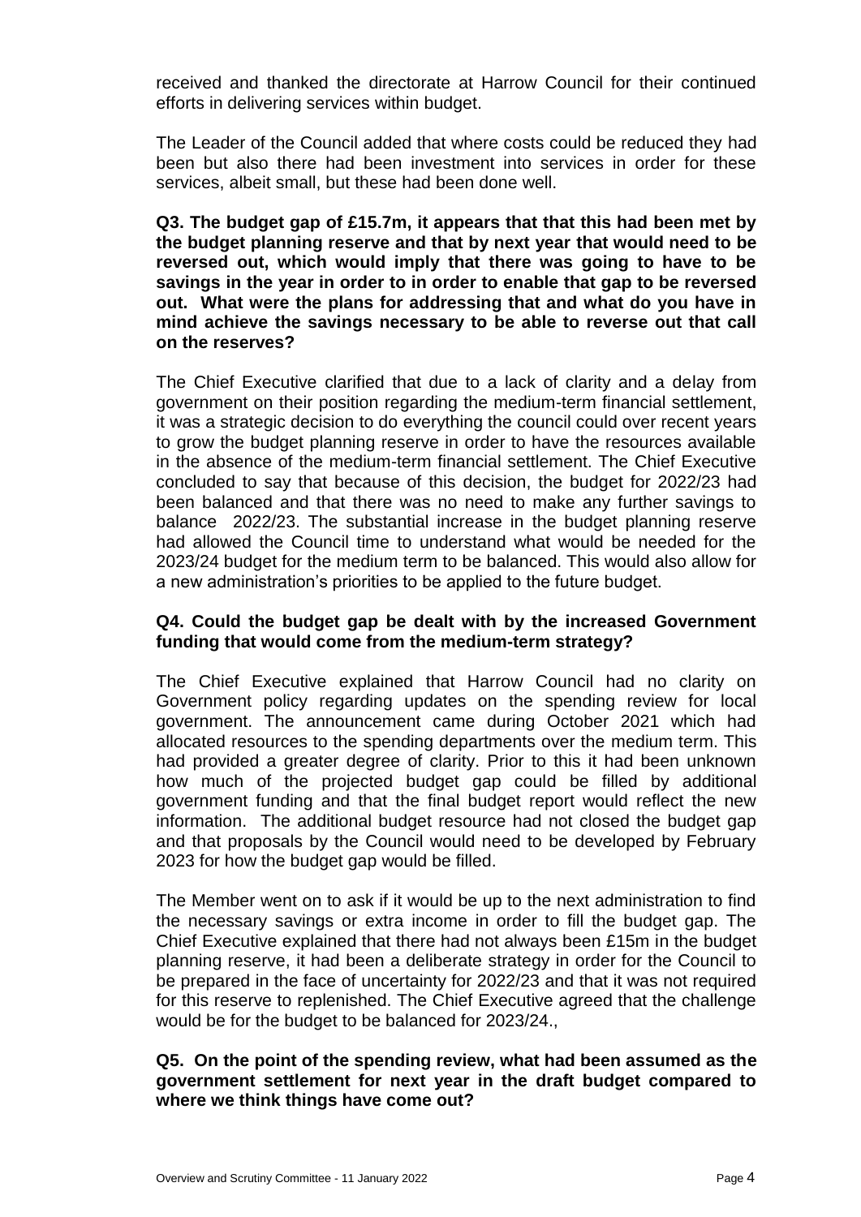received and thanked the directorate at Harrow Council for their continued efforts in delivering services within budget.

The Leader of the Council added that where costs could be reduced they had been but also there had been investment into services in order for these services, albeit small, but these had been done well.

**Q3. The budget gap of £15.7m, it appears that that this had been met by the budget planning reserve and that by next year that would need to be reversed out, which would imply that there was going to have to be savings in the year in order to in order to enable that gap to be reversed out. What were the plans for addressing that and what do you have in mind achieve the savings necessary to be able to reverse out that call on the reserves?**

The Chief Executive clarified that due to a lack of clarity and a delay from government on their position regarding the medium-term financial settlement, it was a strategic decision to do everything the council could over recent years to grow the budget planning reserve in order to have the resources available in the absence of the medium-term financial settlement. The Chief Executive concluded to say that because of this decision, the budget for 2022/23 had been balanced and that there was no need to make any further savings to balance 2022/23. The substantial increase in the budget planning reserve had allowed the Council time to understand what would be needed for the 2023/24 budget for the medium term to be balanced. This would also allow for a new administration's priorities to be applied to the future budget.

**Q4. Could the budget gap be dealt with by the increased Government funding that would come from the medium-term strategy?**

The Chief Executive explained that Harrow Council had no clarity on Government policy regarding updates on the spending review for local government. The announcement came during October 2021 which had allocated resources to the spending departments over the medium term. This had provided a greater degree of clarity. Prior to this it had been unknown how much of the projected budget gap could be filled by additional government funding and that the final budget report would reflect the new information. The additional budget resource had not closed the budget gap and that proposals by the Council would need to be developed by February 2023 for how the budget gap would be filled.

The Member went on to ask if it would be up to the next administration to find the necessary savings or extra income in order to fill the budget gap. The Chief Executive explained that there had not always been £15m in the budget planning reserve, it had been a deliberate strategy in order for the Council to be prepared in the face of uncertainty for 2022/23 and that it was not required for this reserve to replenished. The Chief Executive agreed that the challenge would be for the budget to be balanced for 2023/24.,

**Q5. On the point of the spending review, what had been assumed as the government settlement for next year in the draft budget compared to where we think things have come out?**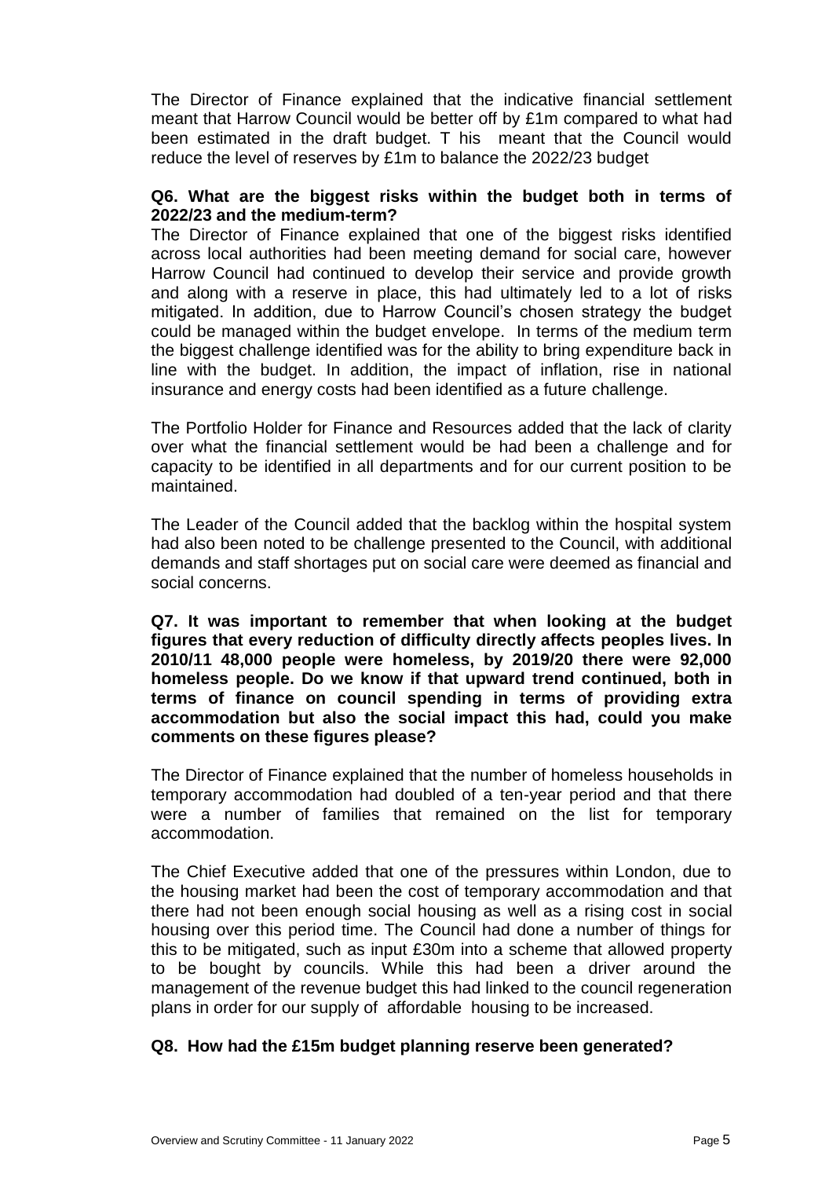The Director of Finance explained that the indicative financial settlement meant that Harrow Council would be better off by £1m compared to what had been estimated in the draft budget. T his meant that the Council would reduce the level of reserves by £1m to balance the 2022/23 budget

**Q6. What are the biggest risks within the budget both in terms of 2022/23 and the medium-term?**

The Director of Finance explained that one of the biggest risks identified across local authorities had been meeting demand for social care, however Harrow Council had continued to develop their service and provide growth and along with a reserve in place, this had ultimately led to a lot of risks mitigated. In addition, due to Harrow Council's chosen strategy the budget could be managed within the budget envelope. In terms of the medium term the biggest challenge identified was for the ability to bring expenditure back in line with the budget. In addition, the impact of inflation, rise in national insurance and energy costs had been identified as a future challenge.

The Portfolio Holder for Finance and Resources added that the lack of clarity over what the financial settlement would be had been a challenge and for capacity to be identified in all departments and for our current position to be maintained.

The Leader of the Council added that the backlog within the hospital system had also been noted to be challenge presented to the Council, with additional demands and staff shortages put on social care were deemed as financial and social concerns.

**Q7. It was important to remember that when looking at the budget figures that every reduction of difficulty directly affects peoples lives. In 2010/11 48,000 people were homeless, by 2019/20 there were 92,000 homeless people. Do we know if that upward trend continued, both in terms of finance on council spending in terms of providing extra accommodation but also the social impact this had, could you make comments on these figures please?**

The Director of Finance explained that the number of homeless households in temporary accommodation had doubled of a ten-year period and that there were a number of families that remained on the list for temporary accommodation.

The Chief Executive added that one of the pressures within London, due to the housing market had been the cost of temporary accommodation and that there had not been enough social housing as well as a rising cost in social housing over this period time. The Council had done a number of things for this to be mitigated, such as input £30m into a scheme that allowed property to be bought by councils. While this had been a driver around the management of the revenue budget this had linked to the council regeneration plans in order for our supply of affordable housing to be increased.

**Q8. How had the £15m budget planning reserve been generated?**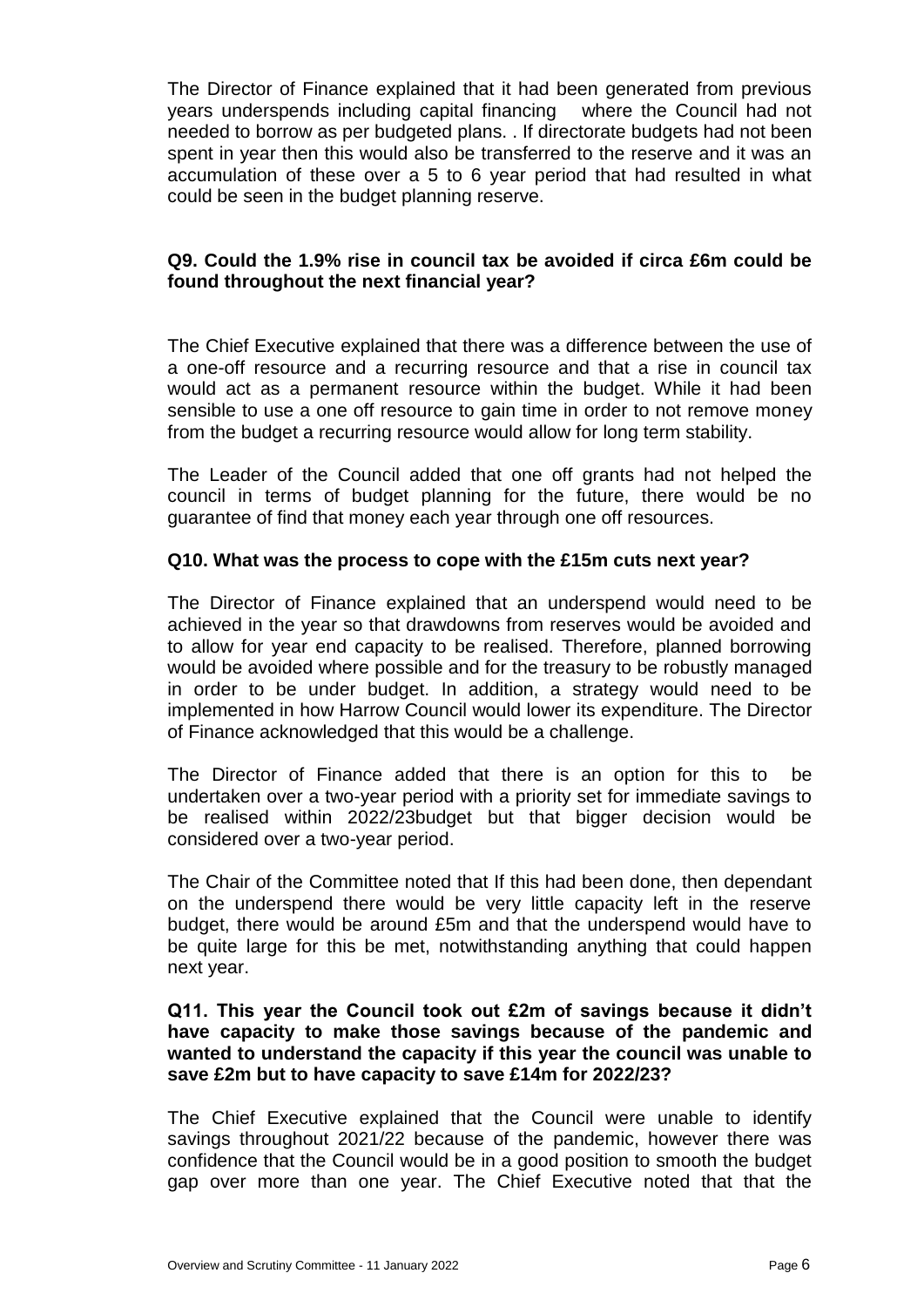The Director of Finance explained that it had been generated from previous years underspends including capital financing where the Council had not needed to borrow as per budgeted plans. . If directorate budgets had not been spent in year then this would also be transferred to the reserve and it was an accumulation of these over a 5 to 6 year period that had resulted in what could be seen in the budget planning reserve.

**Q9. Could the 1.9% rise in council tax be avoided if circa £6m could be found throughout the next financial year?**

The Chief Executive explained that there was a difference between the use of a one-off resource and a recurring resource and that a rise in council tax would act as a permanent resource within the budget. While it had been sensible to use a one off resource to gain time in order to not remove money from the budget a recurring resource would allow for long term stability.

The Leader of the Council added that one off grants had not helped the council in terms of budget planning for the future, there would be no guarantee of find that money each year through one off resources.

**Q10. What was the process to cope with the £15m cuts next year?**

The Director of Finance explained that an underspend would need to be achieved in the year so that drawdowns from reserves would be avoided and to allow for year end capacity to be realised. Therefore, planned borrowing would be avoided where possible and for the treasury to be robustly managed in order to be under budget. In addition, a strategy would need to be implemented in how Harrow Council would lower its expenditure. The Director of Finance acknowledged that this would be a challenge.

The Director of Finance added that there is an option for this to be undertaken over a two-year period with a priority set for immediate savings to be realised within 2022/23budget but that bigger decision would be considered over a two-year period.

The Chair of the Committee noted that If this had been done, then dependant on the underspend there would be very little capacity left in the reserve budget, there would be around £5m and that the underspend would have to be quite large for this be met, notwithstanding anything that could happen next year.

**Q11. This year the Council took out £2m of savings because it didn't have capacity to make those savings because of the pandemic and wanted to understand the capacity if this year the council was unable to save £2m but to have capacity to save £14m for 2022/23?**

The Chief Executive explained that the Council were unable to identify savings throughout 2021/22 because of the pandemic, however there was confidence that the Council would be in a good position to smooth the budget gap over more than one year. The Chief Executive noted that that the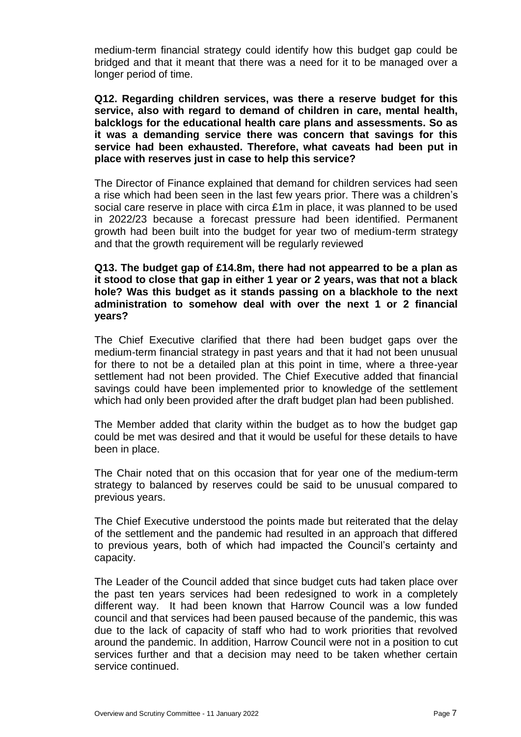medium-term financial strategy could identify how this budget gap could be bridged and that it meant that there was a need for it to be managed over a longer period of time.

**Q12. Regarding children services, was there a reserve budget for this service, also with regard to demand of children in care, mental health, balcklogs for the educational health care plans and assessments. So as it was a demanding service there was concern that savings for this service had been exhausted. Therefore, what caveats had been put in place with reserves just in case to help this service?**

The Director of Finance explained that demand for children services had seen a rise which had been seen in the last few years prior. There was a children's social care reserve in place with circa £1m in place, it was planned to be used in 2022/23 because a forecast pressure had been identified. Permanent growth had been built into the budget for year two of medium-term strategy and that the growth requirement will be regularly reviewed

**Q13. The budget gap of £14.8m, there had not appearred to be a plan as it stood to close that gap in either 1 year or 2 years, was that not a black hole? Was this budget as it stands passing on a blackhole to the next administration to somehow deal with over the next 1 or 2 financial years?**

The Chief Executive clarified that there had been budget gaps over the medium-term financial strategy in past years and that it had not been unusual for there to not be a detailed plan at this point in time, where a three-year settlement had not been provided. The Chief Executive added that financial savings could have been implemented prior to knowledge of the settlement which had only been provided after the draft budget plan had been published.

The Member added that clarity within the budget as to how the budget gap could be met was desired and that it would be useful for these details to have been in place.

The Chair noted that on this occasion that for year one of the medium-term strategy to balanced by reserves could be said to be unusual compared to previous years.

The Chief Executive understood the points made but reiterated that the delay of the settlement and the pandemic had resulted in an approach that differed to previous years, both of which had impacted the Council's certainty and capacity.

The Leader of the Council added that since budget cuts had taken place over the past ten years services had been redesigned to work in a completely different way. It had been known that Harrow Council was a low funded council and that services had been paused because of the pandemic, this was due to the lack of capacity of staff who had to work priorities that revolved around the pandemic. In addition, Harrow Council were not in a position to cut services further and that a decision may need to be taken whether certain service continued.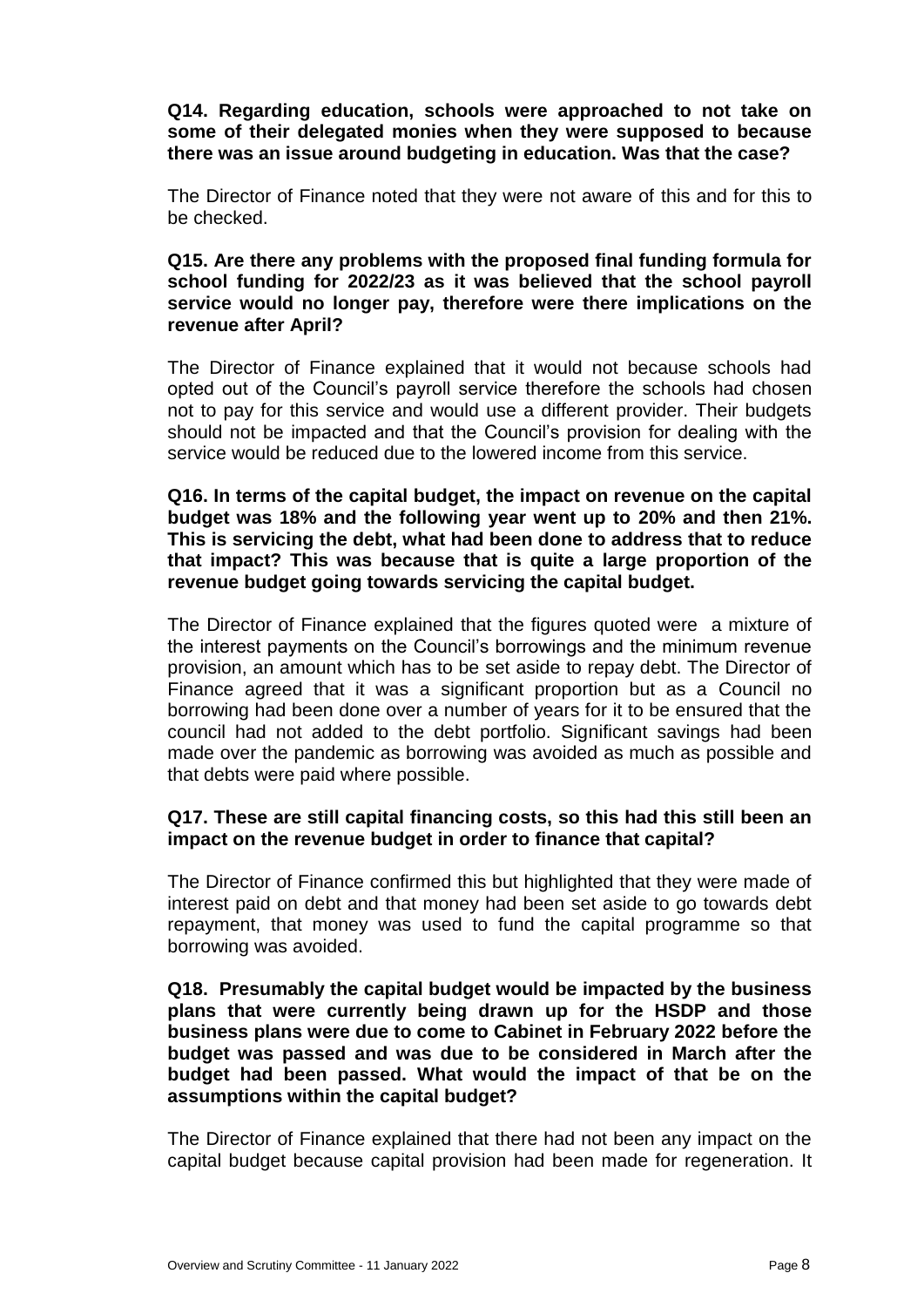**Q14. Regarding education, schools were approached to not take on some of their delegated monies when they were supposed to because there was an issue around budgeting in education. Was that the case?**

The Director of Finance noted that they were not aware of this and for this to be checked.

**Q15. Are there any problems with the proposed final funding formula for school funding for 2022/23 as it was believed that the school payroll service would no longer pay, therefore were there implications on the revenue after April?**

The Director of Finance explained that it would not because schools had opted out of the Council's payroll service therefore the schools had chosen not to pay for this service and would use a different provider. Their budgets should not be impacted and that the Council's provision for dealing with the service would be reduced due to the lowered income from this service.

**Q16. In terms of the capital budget, the impact on revenue on the capital budget was 18% and the following year went up to 20% and then 21%. This is servicing the debt, what had been done to address that to reduce that impact? This was because that is quite a large proportion of the revenue budget going towards servicing the capital budget.**

The Director of Finance explained that the figures quoted were a mixture of the interest payments on the Council's borrowings and the minimum revenue provision, an amount which has to be set aside to repay debt. The Director of Finance agreed that it was a significant proportion but as a Council no borrowing had been done over a number of years for it to be ensured that the council had not added to the debt portfolio. Significant savings had been made over the pandemic as borrowing was avoided as much as possible and that debts were paid where possible.

**Q17. These are still capital financing costs, so this had this still been an impact on the revenue budget in order to finance that capital?**

The Director of Finance confirmed this but highlighted that they were made of interest paid on debt and that money had been set aside to go towards debt repayment, that money was used to fund the capital programme so that borrowing was avoided.

**Q18. Presumably the capital budget would be impacted by the business plans that were currently being drawn up for the HSDP and those business plans were due to come to Cabinet in February 2022 before the budget was passed and was due to be considered in March after the budget had been passed. What would the impact of that be on the assumptions within the capital budget?**

The Director of Finance explained that there had not been any impact on the capital budget because capital provision had been made for regeneration. It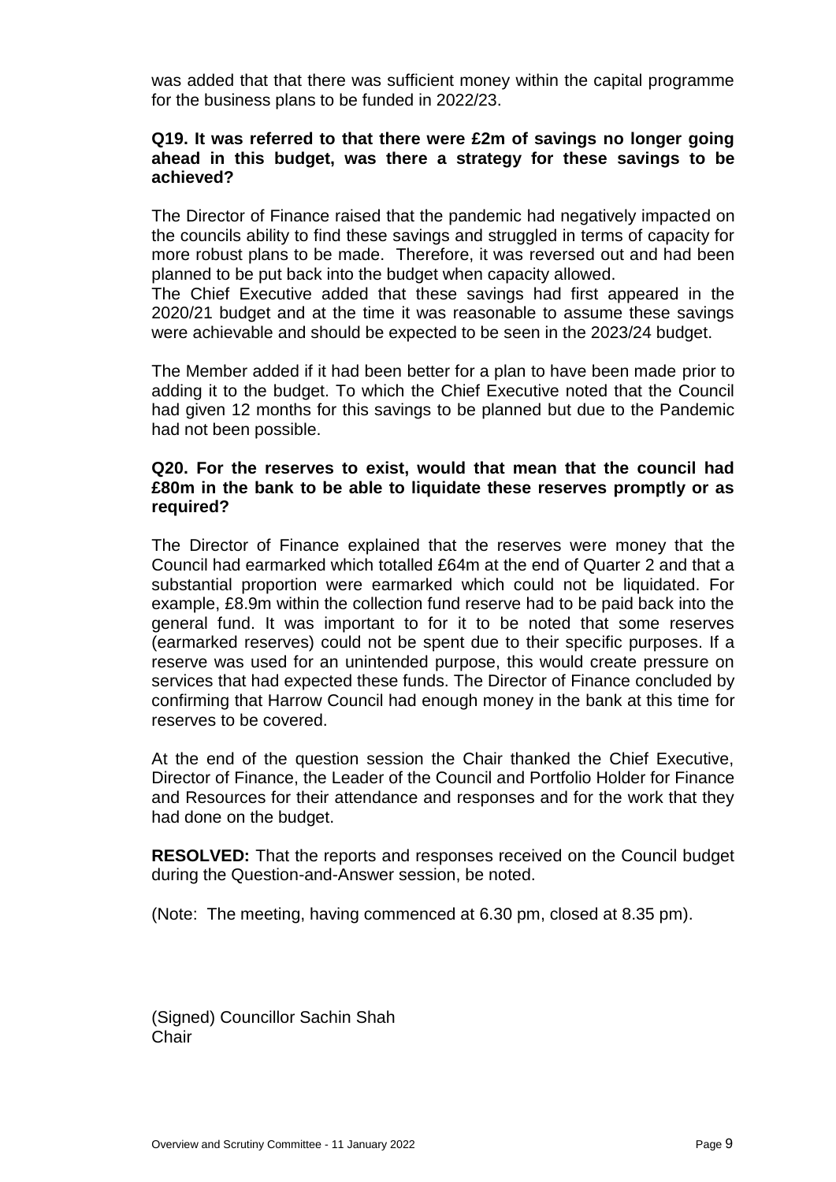was added that that there was sufficient money within the capital programme for the business plans to be funded in 2022/23.

**Q19. It was referred to that there were £2m of savings no longer going ahead in this budget, was there a strategy for these savings to be achieved?**

The Director of Finance raised that the pandemic had negatively impacted on the councils ability to find these savings and struggled in terms of capacity for more robust plans to be made. Therefore, it was reversed out and had been planned to be put back into the budget when capacity allowed.
The Chief Executive added that these savings had first appeared in the 2020/21 budget and at the time it was reasonable to assume these savings were achievable and should be expected to be seen in the 2023/24 budget.

The Member added if it had been better for a plan to have been made prior to adding it to the budget. To which the Chief Executive noted that the Council had given 12 months for this savings to be planned but due to the Pandemic had not been possible.

**Q20. For the reserves to exist, would that mean that the council had £80m in the bank to be able to liquidate these reserves promptly or as required?**

The Director of Finance explained that the reserves were money that the Council had earmarked which totalled £64m at the end of Quarter 2 and that a substantial proportion were earmarked which could not be liquidated. For example, £8.9m within the collection fund reserve had to be paid back into the general fund. It was important to for it to be noted that some reserves (earmarked reserves) could not be spent due to their specific purposes. If a reserve was used for an unintended purpose, this would create pressure on services that had expected these funds. The Director of Finance concluded by confirming that Harrow Council had enough money in the bank at this time for reserves to be covered.

At the end of the question session the Chair thanked the Chief Executive, Director of Finance, the Leader of the Council and Portfolio Holder for Finance and Resources for their attendance and responses and for the work that they had done on the budget.

**RESOLVED:** That the reports and responses received on the Council budget during the Question-and-Answer session, be noted.

(Note: The meeting, having commenced at 6.30 pm, closed at 8.35 pm).

(Signed) Councillor Sachin Shah
Chair